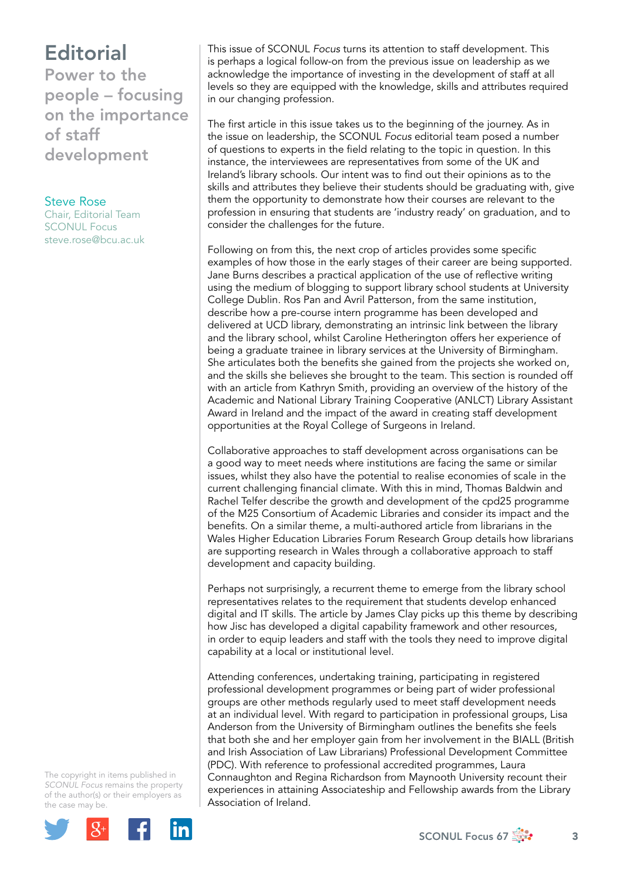# Editorial

## Power to the people – focusing on the importance of staff development

Steve Rose
Chair, Editorial Team
SCONUL Focus
steve.rose@bcu.ac.uk

This issue of SCONUL *Focus* turns its attention to staff development. This is perhaps a logical follow-on from the previous issue on leadership as we acknowledge the importance of investing in the development of staff at all levels so they are equipped with the knowledge, skills and attributes required in our changing profession.

The first article in this issue takes us to the beginning of the journey. As in the issue on leadership, the SCONUL *Focus* editorial team posed a number of questions to experts in the field relating to the topic in question. In this instance, the interviewees are representatives from some of the UK and Ireland's library schools. Our intent was to find out their opinions as to the skills and attributes they believe their students should be graduating with, give them the opportunity to demonstrate how their courses are relevant to the profession in ensuring that students are 'industry ready' on graduation, and to consider the challenges for the future.

Following on from this, the next crop of articles provides some specific examples of how those in the early stages of their career are being supported. Jane Burns describes a practical application of the use of reflective writing using the medium of blogging to support library school students at University College Dublin. Ros Pan and Avril Patterson, from the same institution, describe how a pre-course intern programme has been developed and delivered at UCD library, demonstrating an intrinsic link between the library and the library school, whilst Caroline Hetherington offers her experience of being a graduate trainee in library services at the University of Birmingham. She articulates both the benefits she gained from the projects she worked on, and the skills she believes she brought to the team. This section is rounded off with an article from Kathryn Smith, providing an overview of the history of the Academic and National Library Training Cooperative (ANLCT) Library Assistant Award in Ireland and the impact of the award in creating staff development opportunities at the Royal College of Surgeons in Ireland.

Collaborative approaches to staff development across organisations can be a good way to meet needs where institutions are facing the same or similar issues, whilst they also have the potential to realise economies of scale in the current challenging financial climate. With this in mind, Thomas Baldwin and Rachel Telfer describe the growth and development of the cpd25 programme of the M25 Consortium of Academic Libraries and consider its impact and the benefits. On a similar theme, a multi-authored article from librarians in the Wales Higher Education Libraries Forum Research Group details how librarians are supporting research in Wales through a collaborative approach to staff development and capacity building.

Perhaps not surprisingly, a recurrent theme to emerge from the library school representatives relates to the requirement that students develop enhanced digital and IT skills. The article by James Clay picks up this theme by describing how Jisc has developed a digital capability framework and other resources, in order to equip leaders and staff with the tools they need to improve digital capability at a local or institutional level.

Attending conferences, undertaking training, participating in registered professional development programmes or being part of wider professional groups are other methods regularly used to meet staff development needs at an individual level. With regard to participation in professional groups, Lisa Anderson from the University of Birmingham outlines the benefits she feels that both she and her employer gain from her involvement in the BIALL (British and Irish Association of Law Librarians) Professional Development Committee (PDC). With reference to professional accredited programmes, Laura Connaughton and Regina Richardson from Maynooth University recount their experiences in attaining Associateship and Fellowship awards from the Library Association of Ireland.

The copyright in items published in *SCONUL Focus* remains the property of the author(s) or their employers as the case may be.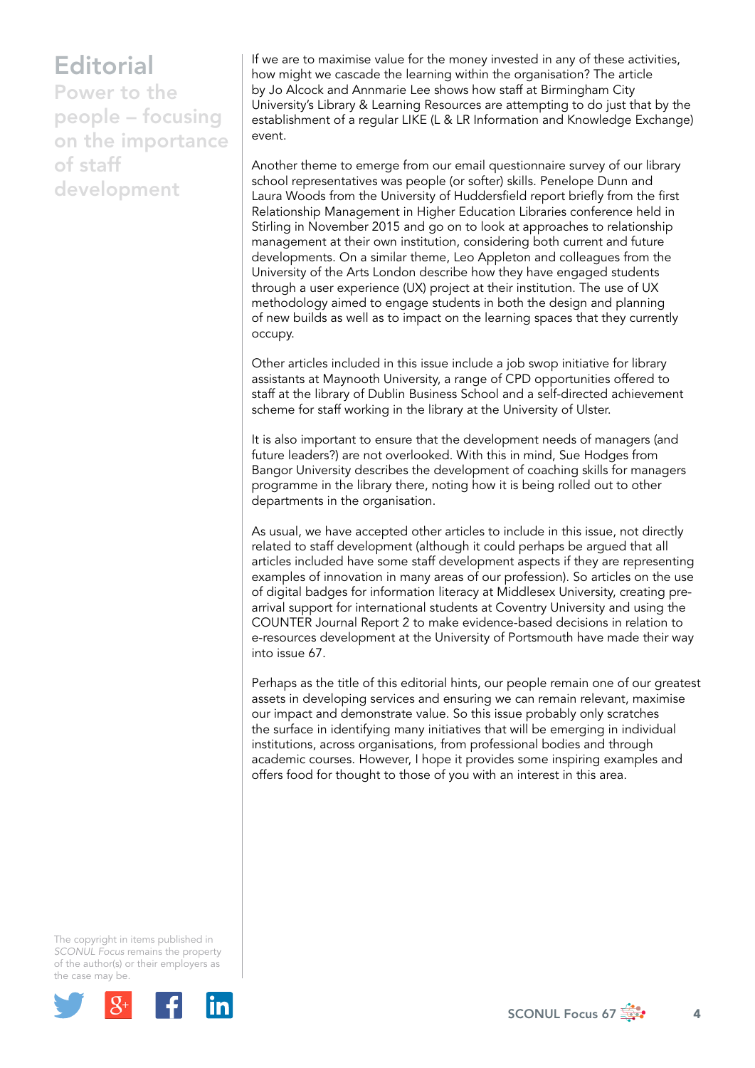# Editorial

## Power to the people – focusing on the importance of staff development

If we are to maximise value for the money invested in any of these activities, how might we cascade the learning within the organisation? The article by Jo Alcock and Annmarie Lee shows how staff at Birmingham City University's Library & Learning Resources are attempting to do just that by the establishment of a regular LIKE (L & LR Information and Knowledge Exchange) event.

Another theme to emerge from our email questionnaire survey of our library school representatives was people (or softer) skills. Penelope Dunn and Laura Woods from the University of Huddersfield report briefly from the first Relationship Management in Higher Education Libraries conference held in Stirling in November 2015 and go on to look at approaches to relationship management at their own institution, considering both current and future developments. On a similar theme, Leo Appleton and colleagues from the University of the Arts London describe how they have engaged students through a user experience (UX) project at their institution. The use of UX methodology aimed to engage students in both the design and planning of new builds as well as to impact on the learning spaces that they currently occupy.

Other articles included in this issue include a job swop initiative for library assistants at Maynooth University, a range of CPD opportunities offered to staff at the library of Dublin Business School and a self-directed achievement scheme for staff working in the library at the University of Ulster.

It is also important to ensure that the development needs of managers (and future leaders?) are not overlooked. With this in mind, Sue Hodges from Bangor University describes the development of coaching skills for managers programme in the library there, noting how it is being rolled out to other departments in the organisation.

As usual, we have accepted other articles to include in this issue, not directly related to staff development (although it could perhaps be argued that all articles included have some staff development aspects if they are representing examples of innovation in many areas of our profession). So articles on the use of digital badges for information literacy at Middlesex University, creating pre-arrival support for international students at Coventry University and using the COUNTER Journal Report 2 to make evidence-based decisions in relation to e-resources development at the University of Portsmouth have made their way into issue 67.

Perhaps as the title of this editorial hints, our people remain one of our greatest assets in developing services and ensuring we can remain relevant, maximise our impact and demonstrate value. So this issue probably only scratches the surface in identifying many initiatives that will be emerging in individual institutions, across organisations, from professional bodies and through academic courses. However, I hope it provides some inspiring examples and offers food for thought to those of you with an interest in this area.

The copyright in items published in *SCONUL Focus* remains the property of the author(s) or their employers as the case may be.